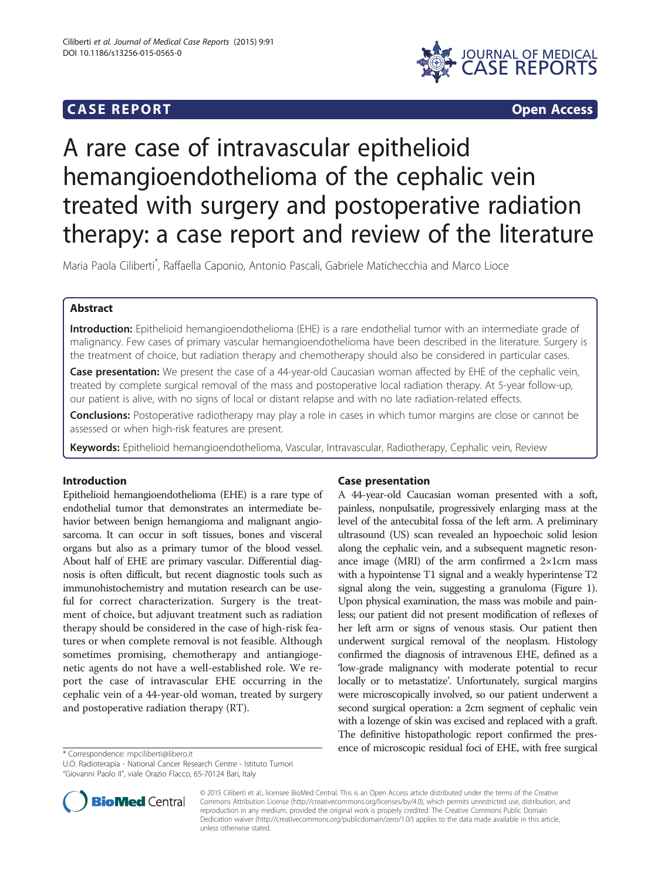**CASE REPORT** **Open Access**

# A rare case of intravascular epithelioid hemangioendothelioma of the cephalic vein treated with surgery and postoperative radiation therapy: a case report and review of the literature

Maria Paola Ciliberti*, Raffaella Caponio, Antonio Pascali, Gabriele Matichecchia and Marco Lioce

## Abstract

**Introduction:** Epithelioid hemangioendothelioma (EHE) is a rare endothelial tumor with an intermediate grade of malignancy. Few cases of primary vascular hemangioendothelioma have been described in the literature. Surgery is the treatment of choice, but radiation therapy and chemotherapy should also be considered in particular cases.

**Case presentation:** We present the case of a 44-year-old Caucasian woman affected by EHE of the cephalic vein, treated by complete surgical removal of the mass and postoperative local radiation therapy. At 5-year follow-up, our patient is alive, with no signs of local or distant relapse and with no late radiation-related effects.

**Conclusions:** Postoperative radiotherapy may play a role in cases in which tumor margins are close or cannot be assessed or when high-risk features are present.

**Keywords:** Epithelioid hemangioendothelioma, Vascular, Intravascular, Radiotherapy, Cephalic vein, Review

## Introduction

Epithelioid hemangioendothelioma (EHE) is a rare type of endothelial tumor that demonstrates an intermediate behavior between benign hemangioma and malignant angiosarcoma. It can occur in soft tissues, bones and visceral organs but also as a primary tumor of the blood vessel. About half of EHE are primary vascular. Differential diagnosis is often difficult, but recent diagnostic tools such as immunohistochemistry and mutation research can be useful for correct characterization. Surgery is the treatment of choice, but adjuvant treatment such as radiation therapy should be considered in the case of high-risk features or when complete removal is not feasible. Although sometimes promising, chemotherapy and antiangiogenetic agents do not have a well-established role. We report the case of intravascular EHE occurring in the cephalic vein of a 44-year-old woman, treated by surgery and postoperative radiation therapy (RT).

## Case presentation

A 44-year-old Caucasian woman presented with a soft, painless, nonpulsatile, progressively enlarging mass at the level of the antecubital fossa of the left arm. A preliminary ultrasound (US) scan revealed an hypoechoic solid lesion along the cephalic vein, and a subsequent magnetic resonance image (MRI) of the arm confirmed a 2×1cm mass with a hypointense T1 signal and a weakly hyperintense T2 signal along the vein, suggesting a granuloma (Figure 1). Upon physical examination, the mass was mobile and painless; our patient did not present modification of reflexes of her left arm or signs of venous stasis. Our patient then underwent surgical removal of the neoplasm. Histology confirmed the diagnosis of intravenous EHE, defined as a 'low-grade malignancy with moderate potential to recur locally or to metastatize'. Unfortunately, surgical margins were microscopically involved, so our patient underwent a second surgical operation: a 2cm segment of cephalic vein with a lozenge of skin was excised and replaced with a graft. The definitive histopathologic report confirmed the presence of microscopic residual foci of EHE, with free surgical

\* Correspondence: mpciliberti@libero.it
U.O. Radioterapia - National Cancer Research Centre - Istituto Tumori "Giovanni Paolo II", viale Orazio Flacco, 65-70124 Bari, Italy

© 2015 Ciliberti et al.; licensee BioMed Central. This is an Open Access article distributed under the terms of the Creative Commons Attribution License (http://creativecommons.org/licenses/by/4.0), which permits unrestricted use, distribution, and reproduction in any medium, provided the original work is properly credited. The Creative Commons Public Domain Dedication waiver (http://creativecommons.org/publicdomain/zero/1.0/) applies to the data made available in this article, unless otherwise stated.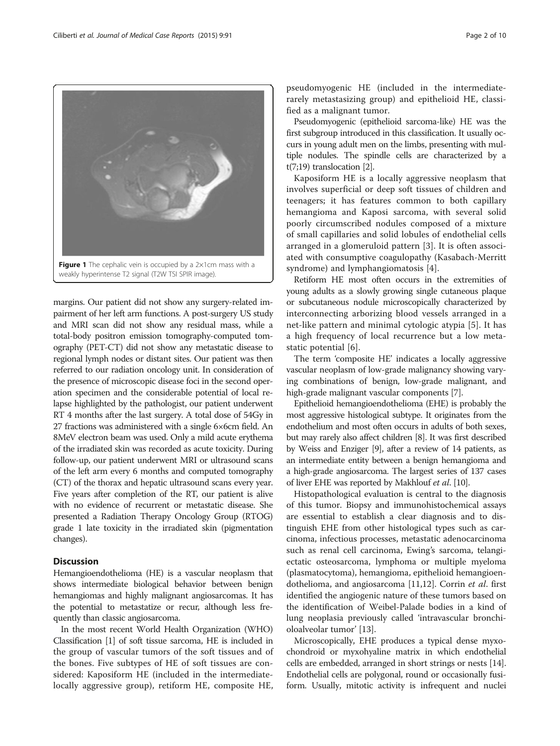**Figure 1** The cephalic vein is occupied by a 2×1cm mass with a weakly hyperintense T2 signal (T2W TSI SPIR image).

margins. Our patient did not show any surgery-related impairment of her left arm functions. A post-surgery US study and MRI scan did not show any residual mass, while a total-body positron emission tomography-computed tomography (PET-CT) did not show any metastatic disease to regional lymph nodes or distant sites. Our patient was then referred to our radiation oncology unit. In consideration of the presence of microscopic disease foci in the second operation specimen and the considerable potential of local relapse highlighted by the pathologist, our patient underwent RT 4 months after the last surgery. A total dose of 54Gy in 27 fractions was administered with a single 6×6cm field. An 8MeV electron beam was used. Only a mild acute erythema of the irradiated skin was recorded as acute toxicity. During follow-up, our patient underwent MRI or ultrasound scans of the left arm every 6 months and computed tomography (CT) of the thorax and hepatic ultrasound scans every year. Five years after completion of the RT, our patient is alive with no evidence of recurrent or metastatic disease. She presented a Radiation Therapy Oncology Group (RTOG) grade 1 late toxicity in the irradiated skin (pigmentation changes).

## Discussion

Hemangioendothelioma (HE) is a vascular neoplasm that shows intermediate biological behavior between benign hemangiomas and highly malignant angiosarcomas. It has the potential to metastatize or recur, although less frequently than classic angiosarcoma.

In the most recent World Health Organization (WHO) Classification [1] of soft tissue sarcoma, HE is included in the group of vascular tumors of the soft tissues and of the bones. Five subtypes of HE of soft tissues are considered: Kaposiform HE (included in the intermediate-locally aggressive group), retiform HE, composite HE, pseudomyogenic HE (included in the intermediate-rarely metastasizing group) and epithelioid HE, classified as a malignant tumor.

Pseudomyogenic (epithelioid sarcoma-like) HE was the first subgroup introduced in this classification. It usually occurs in young adult men on the limbs, presenting with multiple nodules. The spindle cells are characterized by a t(7;19) translocation [2].

Kaposiform HE is a locally aggressive neoplasm that involves superficial or deep soft tissues of children and teenagers; it has features common to both capillary hemangioma and Kaposi sarcoma, with several solid poorly circumscribed nodules composed of a mixture of small capillaries and solid lobules of endothelial cells arranged in a glomeruloid pattern [3]. It is often associated with consumptive coagulopathy (Kasabach-Merritt syndrome) and lymphangiomatosis [4].

Retiform HE most often occurs in the extremities of young adults as a slowly growing single cutaneous plaque or subcutaneous nodule microscopically characterized by interconnecting arborizing blood vessels arranged in a net-like pattern and minimal cytologic atypia [5]. It has a high frequency of local recurrence but a low metastatic potential [6].

The term 'composite HE' indicates a locally aggressive vascular neoplasm of low-grade malignancy showing varying combinations of benign, low-grade malignant, and high-grade malignant vascular components [7].

Epithelioid hemangioendothelioma (EHE) is probably the most aggressive histological subtype. It originates from the endothelium and most often occurs in adults of both sexes, but may rarely also affect children [8]. It was first described by Weiss and Enziger [9], after a review of 14 patients, as an intermediate entity between a benign hemangioma and a high-grade angiosarcoma. The largest series of 137 cases of liver EHE was reported by Makhlouf *et al*. [10].

Histopathological evaluation is central to the diagnosis of this tumor. Biopsy and immunohistochemical assays are essential to establish a clear diagnosis and to distinguish EHE from other histological types such as carcinoma, infectious processes, metastatic adenocarcinoma such as renal cell carcinoma, Ewing's sarcoma, telangiectatic osteosarcoma, lymphoma or multiple myeloma (plasmatocytoma), hemangioma, epithelioid hemangioendothelioma, and angiosarcoma [11,12]. Corrin *et al*. first identified the angiogenic nature of these tumors based on the identification of Weibel-Palade bodies in a kind of lung neoplasia previously called 'intravascular bronchioloalveolar tumor' [13].

Microscopically, EHE produces a typical dense myxochondroid or myxohyaline matrix in which endothelial cells are embedded, arranged in short strings or nests [14]. Endothelial cells are polygonal, round or occasionally fusiform. Usually, mitotic activity is infrequent and nuclei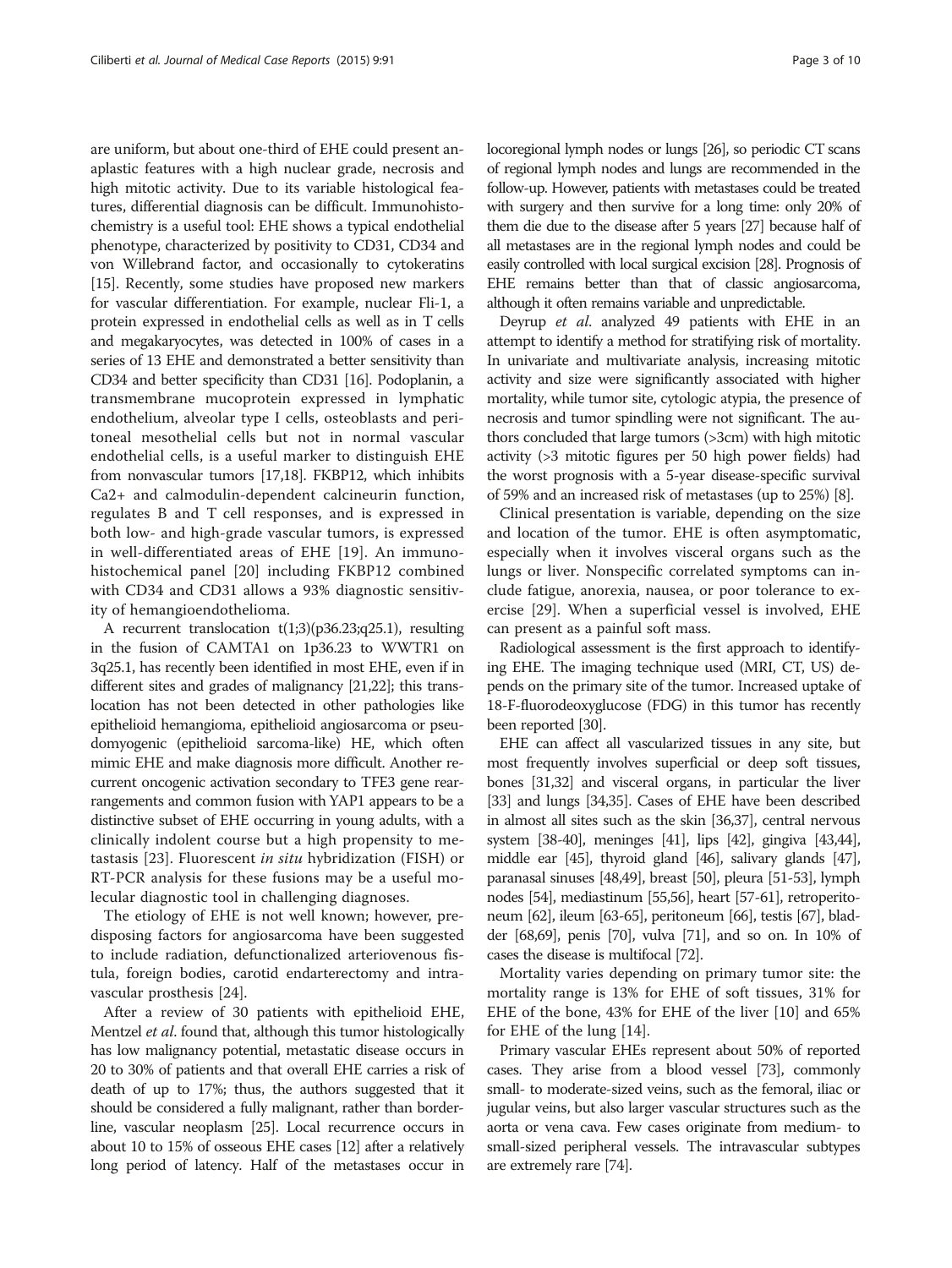are uniform, but about one-third of EHE could present anaplastic features with a high nuclear grade, necrosis and high mitotic activity. Due to its variable histological features, differential diagnosis can be difficult. Immunohistochemistry is a useful tool: EHE shows a typical endothelial phenotype, characterized by positivity to CD31, CD34 and von Willebrand factor, and occasionally to cytokeratins [15]. Recently, some studies have proposed new markers for vascular differentiation. For example, nuclear Fli-1, a protein expressed in endothelial cells as well as in T cells and megakaryocytes, was detected in 100% of cases in a series of 13 EHE and demonstrated a better sensitivity than CD34 and better specificity than CD31 [16]. Podoplanin, a transmembrane mucoprotein expressed in lymphatic endothelium, alveolar type I cells, osteoblasts and peritoneal mesothelial cells but not in normal vascular endothelial cells, is a useful marker to distinguish EHE from nonvascular tumors [17,18]. FKBP12, which inhibits Ca2+ and calmodulin-dependent calcineurin function, regulates B and T cell responses, and is expressed in both low- and high-grade vascular tumors, is expressed in well-differentiated areas of EHE [19]. An immunohistochemical panel [20] including FKBP12 combined with CD34 and CD31 allows a 93% diagnostic sensitivity of hemangioendothelioma.

A recurrent translocation t(1;3)(p36.23;q25.1), resulting in the fusion of CAMTA1 on 1p36.23 to WWTR1 on 3q25.1, has recently been identified in most EHE, even if in different sites and grades of malignancy [21,22]; this translocation has not been detected in other pathologies like epithelioid hemangioma, epithelioid angiosarcoma or pseudomyogenic (epithelioid sarcoma-like) HE, which often mimic EHE and make diagnosis more difficult. Another recurrent oncogenic activation secondary to TFE3 gene rearrangements and common fusion with YAP1 appears to be a distinctive subset of EHE occurring in young adults, with a clinically indolent course but a high propensity to metastasis [23]. Fluorescent *in situ* hybridization (FISH) or RT-PCR analysis for these fusions may be a useful molecular diagnostic tool in challenging diagnoses.

The etiology of EHE is not well known; however, predisposing factors for angiosarcoma have been suggested to include radiation, defunctionalized arteriovenous fistula, foreign bodies, carotid endarterectomy and intravascular prosthesis [24].

After a review of 30 patients with epithelioid EHE, Mentzel *et al*. found that, although this tumor histologically has low malignancy potential, metastatic disease occurs in 20 to 30% of patients and that overall EHE carries a risk of death of up to 17%; thus, the authors suggested that it should be considered a fully malignant, rather than borderline, vascular neoplasm [25]. Local recurrence occurs in about 10 to 15% of osseous EHE cases [12] after a relatively long period of latency. Half of the metastases occur in locoregional lymph nodes or lungs [26], so periodic CT scans of regional lymph nodes and lungs are recommended in the follow-up. However, patients with metastases could be treated with surgery and then survive for a long time: only 20% of them die due to the disease after 5 years [27] because half of all metastases are in the regional lymph nodes and could be easily controlled with local surgical excision [28]. Prognosis of EHE remains better than that of classic angiosarcoma, although it often remains variable and unpredictable.

Deyrup *et al*. analyzed 49 patients with EHE in an attempt to identify a method for stratifying risk of mortality. In univariate and multivariate analysis, increasing mitotic activity and size were significantly associated with higher mortality, while tumor site, cytologic atypia, the presence of necrosis and tumor spindling were not significant. The authors concluded that large tumors (>3cm) with high mitotic activity (>3 mitotic figures per 50 high power fields) had the worst prognosis with a 5-year disease-specific survival of 59% and an increased risk of metastases (up to 25%) [8].

Clinical presentation is variable, depending on the size and location of the tumor. EHE is often asymptomatic, especially when it involves visceral organs such as the lungs or liver. Nonspecific correlated symptoms can include fatigue, anorexia, nausea, or poor tolerance to exercise [29]. When a superficial vessel is involved, EHE can present as a painful soft mass.

Radiological assessment is the first approach to identifying EHE. The imaging technique used (MRI, CT, US) depends on the primary site of the tumor. Increased uptake of 18-F-fluorodeoxyglucose (FDG) in this tumor has recently been reported [30].

EHE can affect all vascularized tissues in any site, but most frequently involves superficial or deep soft tissues, bones [31,32] and visceral organs, in particular the liver [33] and lungs [34,35]. Cases of EHE have been described in almost all sites such as the skin [36,37], central nervous system [38-40], meninges [41], lips [42], gingiva [43,44], middle ear [45], thyroid gland [46], salivary glands [47], paranasal sinuses [48,49], breast [50], pleura [51-53], lymph nodes [54], mediastinum [55,56], heart [57-61], retroperitoneum [62], ileum [63-65], peritoneum [66], testis [67], bladder [68,69], penis [70], vulva [71], and so on. In 10% of cases the disease is multifocal [72].

Mortality varies depending on primary tumor site: the mortality range is 13% for EHE of soft tissues, 31% for EHE of the bone, 43% for EHE of the liver [10] and 65% for EHE of the lung [14].

Primary vascular EHEs represent about 50% of reported cases. They arise from a blood vessel [73], commonly small- to moderate-sized veins, such as the femoral, iliac or jugular veins, but also larger vascular structures such as the aorta or vena cava. Few cases originate from medium- to small-sized peripheral vessels. The intravascular subtypes are extremely rare [74].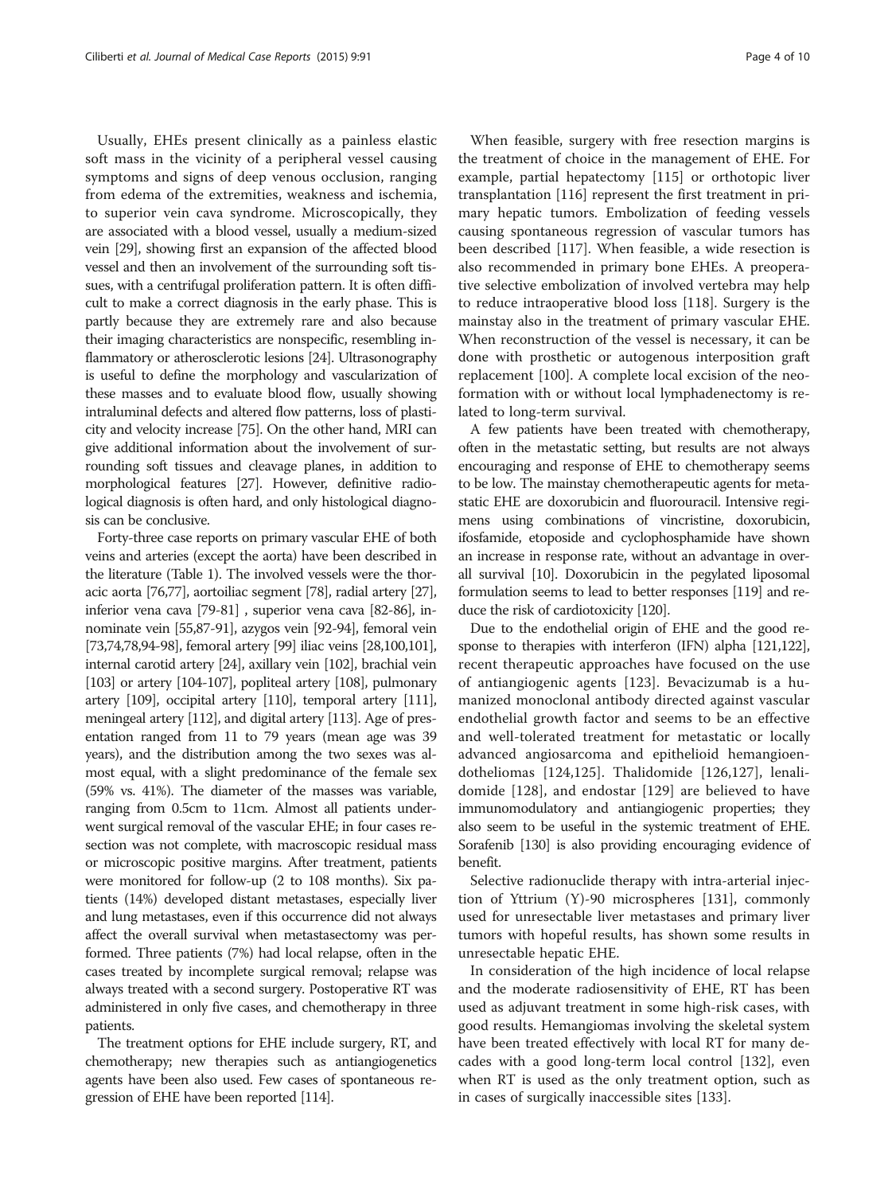Usually, EHEs present clinically as a painless elastic soft mass in the vicinity of a peripheral vessel causing symptoms and signs of deep venous occlusion, ranging from edema of the extremities, weakness and ischemia, to superior vein cava syndrome. Microscopically, they are associated with a blood vessel, usually a medium-sized vein [29], showing first an expansion of the affected blood vessel and then an involvement of the surrounding soft tissues, with a centrifugal proliferation pattern. It is often difficult to make a correct diagnosis in the early phase. This is partly because they are extremely rare and also because their imaging characteristics are nonspecific, resembling inflammatory or atherosclerotic lesions [24]. Ultrasonography is useful to define the morphology and vascularization of these masses and to evaluate blood flow, usually showing intraluminal defects and altered flow patterns, loss of plasticity and velocity increase [75]. On the other hand, MRI can give additional information about the involvement of surrounding soft tissues and cleavage planes, in addition to morphological features [27]. However, definitive radiological diagnosis is often hard, and only histological diagnosis can be conclusive.

Forty-three case reports on primary vascular EHE of both veins and arteries (except the aorta) have been described in the literature (Table 1). The involved vessels were the thoracic aorta [76,77], aortoiliac segment [78], radial artery [27], inferior vena cava [79-81] , superior vena cava [82-86], innominate vein [55,87-91], azygos vein [92-94], femoral vein [73,74,78,94-98], femoral artery [99] iliac veins [28,100,101], internal carotid artery [24], axillary vein [102], brachial vein [103] or artery [104-107], popliteal artery [108], pulmonary artery [109], occipital artery [110], temporal artery [111], meningeal artery [112], and digital artery [113]. Age of presentation ranged from 11 to 79 years (mean age was 39 years), and the distribution among the two sexes was almost equal, with a slight predominance of the female sex (59% vs. 41%). The diameter of the masses was variable, ranging from 0.5cm to 11cm. Almost all patients underwent surgical removal of the vascular EHE; in four cases resection was not complete, with macroscopic residual mass or microscopic positive margins. After treatment, patients were monitored for follow-up (2 to 108 months). Six patients (14%) developed distant metastases, especially liver and lung metastases, even if this occurrence did not always affect the overall survival when metastasectomy was performed. Three patients (7%) had local relapse, often in the cases treated by incomplete surgical removal; relapse was always treated with a second surgery. Postoperative RT was administered in only five cases, and chemotherapy in three patients.

The treatment options for EHE include surgery, RT, and chemotherapy; new therapies such as antiangiogenetics agents have been also used. Few cases of spontaneous regression of EHE have been reported [114].

When feasible, surgery with free resection margins is the treatment of choice in the management of EHE. For example, partial hepatectomy [115] or orthotopic liver transplantation [116] represent the first treatment in primary hepatic tumors. Embolization of feeding vessels causing spontaneous regression of vascular tumors has been described [117]. When feasible, a wide resection is also recommended in primary bone EHEs. A preoperative selective embolization of involved vertebra may help to reduce intraoperative blood loss [118]. Surgery is the mainstay also in the treatment of primary vascular EHE. When reconstruction of the vessel is necessary, it can be done with prosthetic or autogenous interposition graft replacement [100]. A complete local excision of the neoformation with or without local lymphadenectomy is related to long-term survival.

A few patients have been treated with chemotherapy, often in the metastatic setting, but results are not always encouraging and response of EHE to chemotherapy seems to be low. The mainstay chemotherapeutic agents for metastatic EHE are doxorubicin and fluorouracil. Intensive regimens using combinations of vincristine, doxorubicin, ifosfamide, etoposide and cyclophosphamide have shown an increase in response rate, without an advantage in overall survival [10]. Doxorubicin in the pegylated liposomal formulation seems to lead to better responses [119] and reduce the risk of cardiotoxicity [120].

Due to the endothelial origin of EHE and the good response to therapies with interferon (IFN) alpha [121,122], recent therapeutic approaches have focused on the use of antiangiogenic agents [123]. Bevacizumab is a humanized monoclonal antibody directed against vascular endothelial growth factor and seems to be an effective and well-tolerated treatment for metastatic or locally advanced angiosarcoma and epithelioid hemangioendotheliomas [124,125]. Thalidomide [126,127], lenalidomide [128], and endostar [129] are believed to have immunomodulatory and antiangiogenic properties; they also seem to be useful in the systemic treatment of EHE. Sorafenib [130] is also providing encouraging evidence of benefit.

Selective radionuclide therapy with intra-arterial injection of Yttrium (Y)-90 microspheres [131], commonly used for unresectable liver metastases and primary liver tumors with hopeful results, has shown some results in unresectable hepatic EHE.

In consideration of the high incidence of local relapse and the moderate radiosensitivity of EHE, RT has been used as adjuvant treatment in some high-risk cases, with good results. Hemangiomas involving the skeletal system have been treated effectively with local RT for many decades with a good long-term local control [132], even when RT is used as the only treatment option, such as in cases of surgically inaccessible sites [133].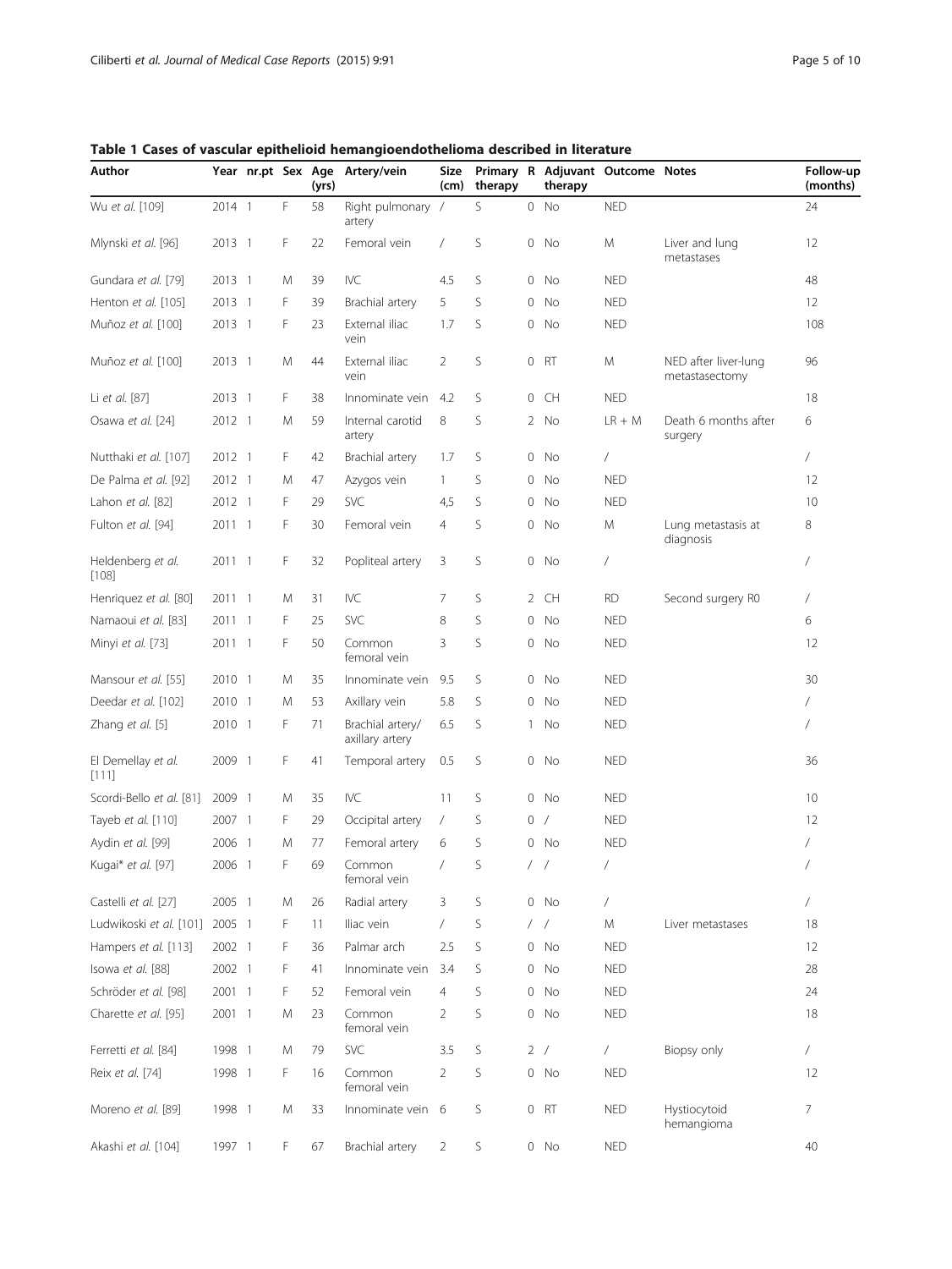**Table 1 Cases of vascular epithelioid hemangioendothelioma described in literature**

| Author | Year | nr.pt | Sex | Age (yrs) | Artery/vein | Size (cm) | Primary therapy | R | Adjuvant therapy | Outcome | Notes | Follow-up (months) |
|---|---|---|---|---|---|---|---|---|---|---|---|---|
| Wu *et al.* [109] | 2014 | 1 | F | 58 | Right pulmonary artery | / | S | 0 | No | NED | | 24 |
| Mlynski *et al.* [96] | 2013 | 1 | F | 22 | Femoral vein | / | S | 0 | No | M | Liver and lung metastases | 12 |
| Gundara *et al.* [79] | 2013 | 1 | M | 39 | IVC | 4.5 | S | 0 | No | NED | | 48 |
| Henton *et al.* [105] | 2013 | 1 | F | 39 | Brachial artery | 5 | S | 0 | No | NED | | 12 |
| Muñoz *et al.* [100] | 2013 | 1 | F | 23 | External iliac vein | 1.7 | S | 0 | No | NED | | 108 |
| Muñoz *et al.* [100] | 2013 | 1 | M | 44 | External iliac vein | 2 | S | 0 | RT | M | NED after liver-lung metastasectomy | 96 |
| Li *et al.* [87] | 2013 | 1 | F | 38 | Innominate vein | 4.2 | S | 0 | CH | NED | | 18 |
| Osawa *et al.* [24] | 2012 | 1 | M | 59 | Internal carotid artery | 8 | S | 2 | No | LR + M | Death 6 months after surgery | 6 |
| Nutthaki *et al.* [107] | 2012 | 1 | F | 42 | Brachial artery | 1.7 | S | 0 | No | / | | / |
| De Palma *et al.* [92] | 2012 | 1 | M | 47 | Azygos vein | 1 | S | 0 | No | NED | | 12 |
| Lahon *et al.* [82] | 2012 | 1 | F | 29 | SVC | 4,5 | S | 0 | No | NED | | 10 |
| Fulton *et al.* [94] | 2011 | 1 | F | 30 | Femoral vein | 4 | S | 0 | No | M | Lung metastasis at diagnosis | 8 |
| Heldenberg *et al.* [108] | 2011 | 1 | F | 32 | Popliteal artery | 3 | S | 0 | No | / | | / |
| Henriquez *et al.* [80] | 2011 | 1 | M | 31 | IVC | 7 | S | 2 | CH | RD | Second surgery R0 | / |
| Namaoui *et al.* [83] | 2011 | 1 | F | 25 | SVC | 8 | S | 0 | No | NED | | 6 |
| Minyi *et al.* [73] | 2011 | 1 | F | 50 | Common femoral vein | 3 | S | 0 | No | NED | | 12 |
| Mansour *et al.* [55] | 2010 | 1 | M | 35 | Innominate vein | 9.5 | S | 0 | No | NED | | 30 |
| Deedar *et al.* [102] | 2010 | 1 | M | 53 | Axillary vein | 5.8 | S | 0 | No | NED | | / |
| Zhang *et al.* [5] | 2010 | 1 | F | 71 | Brachial artery/ axillary artery | 6.5 | S | 1 | No | NED | | / |
| El Demellay *et al.* [111] | 2009 | 1 | F | 41 | Temporal artery | 0.5 | S | 0 | No | NED | | 36 |
| Scordi-Bello *et al.* [81] | 2009 | 1 | M | 35 | IVC | 11 | S | 0 | No | NED | | 10 |
| Tayeb *et al.* [110] | 2007 | 1 | F | 29 | Occipital artery | / | S | 0 | / | NED | | 12 |
| Aydin *et al.* [99] | 2006 | 1 | M | 77 | Femoral artery | 6 | S | 0 | No | NED | | / |
| Kugai* *et al.* [97] | 2006 | 1 | F | 69 | Common femoral vein | / | S | / | / | / | | / |
| Castelli *et al.* [27] | 2005 | 1 | M | 26 | Radial artery | 3 | S | 0 | No | / | | / |
| Ludwikoski *et al.* [101] | 2005 | 1 | F | 11 | Iliac vein | / | S | / | / | M | Liver metastases | 18 |
| Hampers *et al.* [113] | 2002 | 1 | F | 36 | Palmar arch | 2.5 | S | 0 | No | NED | | 12 |
| Isowa *et al.* [88] | 2002 | 1 | F | 41 | Innominate vein | 3.4 | S | 0 | No | NED | | 28 |
| Schröder *et al.* [98] | 2001 | 1 | F | 52 | Femoral vein | 4 | S | 0 | No | NED | | 24 |
| Charette *et al.* [95] | 2001 | 1 | M | 23 | Common femoral vein | 2 | S | 0 | No | NED | | 18 |
| Ferretti *et al.* [84] | 1998 | 1 | M | 79 | SVC | 3.5 | S | 2 | / | / | Biopsy only | / |
| Reix *et al.* [74] | 1998 | 1 | F | 16 | Common femoral vein | 2 | S | 0 | No | NED | | 12 |
| Moreno *et al.* [89] | 1998 | 1 | M | 33 | Innominate vein | 6 | S | 0 | RT | NED | Hystiocytoid hemangioma | 7 |
| Akashi *et al.* [104] | 1997 | 1 | F | 67 | Brachial artery | 2 | S | 0 | No | NED | | 40 |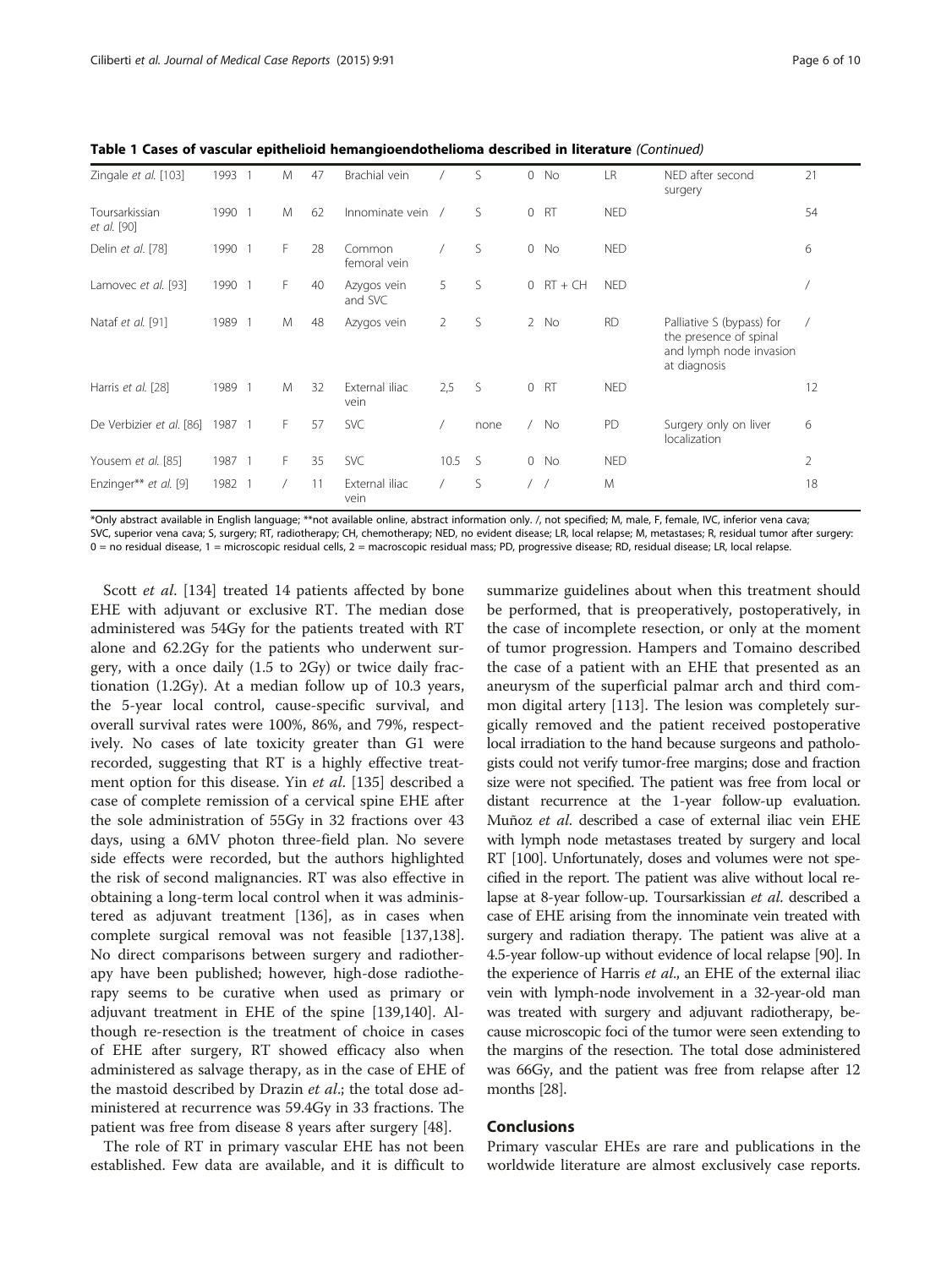**Table 1 Cases of vascular epithelioid hemangioendothelioma described in literature** *(Continued)*

| | | | | | | | | | | | | |
|---|---|---|---|---|---|---|---|---|---|---|---|---|
| Zingale *et al.* [103] | 1993 | 1 | M | 47 | Brachial vein | / | S | 0 | No | LR | NED after second surgery | 21 |
| Toursarkissian *et al.* [90] | 1990 | 1 | M | 62 | Innominate vein | / | S | 0 | RT | NED | | 54 |
| Delin *et al.* [78] | 1990 | 1 | F | 28 | Common femoral vein | / | S | 0 | No | NED | | 6 |
| Lamovec *et al.* [93] | 1990 | 1 | F | 40 | Azygos vein and SVC | 5 | S | 0 | RT + CH | NED | | / |
| Nataf *et al.* [91] | 1989 | 1 | M | 48 | Azygos vein | 2 | S | 2 | No | RD | Palliative S (bypass) for the presence of spinal and lymph node invasion at diagnosis | / |
| Harris *et al.* [28] | 1989 | 1 | M | 32 | External iliac vein | 2,5 | S | 0 | RT | NED | | 12 |
| De Verbizier *et al.* [86] | 1987 | 1 | F | 57 | SVC | / | none | / | No | PD | Surgery only on liver localization | 6 |
| Yousem *et al.* [85] | 1987 | 1 | F | 35 | SVC | 10.5 | S | 0 | No | NED | | 2 |
| Enzinger** *et al.* [9] | 1982 | 1 | / | 11 | External iliac vein | / | S | / | / | M | | 18 |

*Only abstract available in English language; **not available online, abstract information only. /, not specified; M, male, F, female, IVC, inferior vena cava; SVC, superior vena cava; S, surgery; RT, radiotherapy; CH, chemotherapy; NED, no evident disease; LR, local relapse; M, metastases; R, residual tumor after surgery: 0 = no residual disease, 1 = microscopic residual cells, 2 = macroscopic residual mass; PD, progressive disease; RD, residual disease; LR, local relapse.

Scott *et al.* [134] treated 14 patients affected by bone EHE with adjuvant or exclusive RT. The median dose administered was 54Gy for the patients treated with RT alone and 62.2Gy for the patients who underwent surgery, with a once daily (1.5 to 2Gy) or twice daily fractionation (1.2Gy). At a median follow up of 10.3 years, the 5-year local control, cause-specific survival, and overall survival rates were 100%, 86%, and 79%, respectively. No cases of late toxicity greater than G1 were recorded, suggesting that RT is a highly effective treatment option for this disease. Yin *et al.* [135] described a case of complete remission of a cervical spine EHE after the sole administration of 55Gy in 32 fractions over 43 days, using a 6MV photon three-field plan. No severe side effects were recorded, but the authors highlighted the risk of second malignancies. RT was also effective in obtaining a long-term local control when it was administered as adjuvant treatment [136], as in cases when complete surgical removal was not feasible [137,138]. No direct comparisons between surgery and radiotherapy have been published; however, high-dose radiotherapy seems to be curative when used as primary or adjuvant treatment in EHE of the spine [139,140]. Although re-resection is the treatment of choice in cases of EHE after surgery, RT showed efficacy also when administered as salvage therapy, as in the case of EHE of the mastoid described by Drazin *et al.*; the total dose administered at recurrence was 59.4Gy in 33 fractions. The patient was free from disease 8 years after surgery [48].

The role of RT in primary vascular EHE has not been established. Few data are available, and it is difficult to summarize guidelines about when this treatment should be performed, that is preoperatively, postoperatively, in the case of incomplete resection, or only at the moment of tumor progression. Hampers and Tomaino described the case of a patient with an EHE that presented as an aneurysm of the superficial palmar arch and third common digital artery [113]. The lesion was completely surgically removed and the patient received postoperative local irradiation to the hand because surgeons and pathologists could not verify tumor-free margins; dose and fraction size were not specified. The patient was free from local or distant recurrence at the 1-year follow-up evaluation. Muñoz *et al.* described a case of external iliac vein EHE with lymph node metastases treated by surgery and local RT [100]. Unfortunately, doses and volumes were not specified in the report. The patient was alive without local relapse at 8-year follow-up. Toursarkissian *et al.* described a case of EHE arising from the innominate vein treated with surgery and radiation therapy. The patient was alive at a 4.5-year follow-up without evidence of local relapse [90]. In the experience of Harris *et al.*, an EHE of the external iliac vein with lymph-node involvement in a 32-year-old man was treated with surgery and adjuvant radiotherapy, because microscopic foci of the tumor were seen extending to the margins of the resection. The total dose administered was 66Gy, and the patient was free from relapse after 12 months [28].

## Conclusions

Primary vascular EHEs are rare and publications in the worldwide literature are almost exclusively case reports.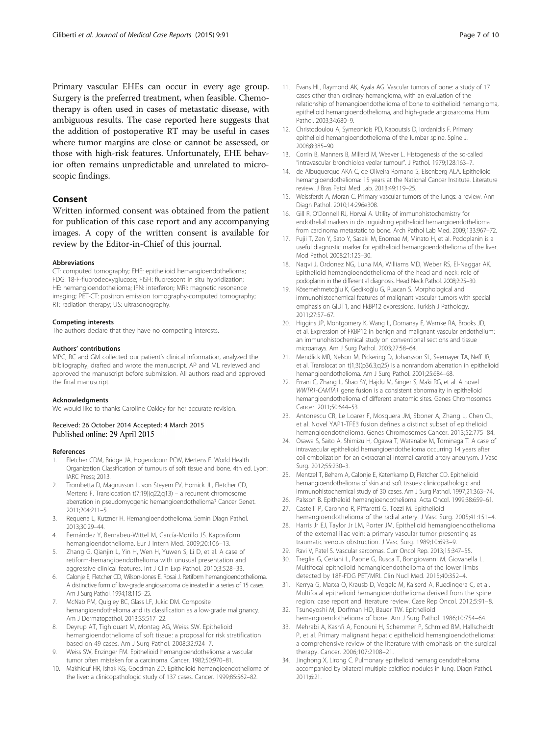Primary vascular EHEs can occur in every age group. Surgery is the preferred treatment, when feasible. Chemotherapy is often used in cases of metastatic disease, with ambiguous results. The case reported here suggests that the addition of postoperative RT may be useful in cases where tumor margins are close or cannot be assessed, or those with high-risk features. Unfortunately, EHE behavior often remains unpredictable and unrelated to microscopic findings.

## Consent

Written informed consent was obtained from the patient for publication of this case report and any accompanying images. A copy of the written consent is available for review by the Editor-in-Chief of this journal.

#### Abbreviations

CT: computed tomography; EHE: epithelioid hemangioendothelioma; FDG: 18-F-fluorodeoxyglucose; FISH: fluorescent in situ hybridization; HE: hemangioendothelioma; IFN: interferon; MRI: magnetic resonance imaging; PET-CT: positron emission tomography-computed tomography; RT: radiation therapy; US: ultrasonography.

#### Competing interests

The authors declare that they have no competing interests.

#### Authors' contributions

MPC, RC and GM collected our patient's clinical information, analyzed the bibliography, drafted and wrote the manuscript. AP and ML reviewed and approved the manuscript before submission. All authors read and approved the final manuscript.

#### Acknowledgments

We would like to thanks Caroline Oakley for her accurate revision.

Received: 26 October 2014 Accepted: 4 March 2015
Published online: 29 April 2015

#### References

1. Fletcher CDM, Bridge JA, Hogendoorn PCW, Mertens F. World Health Organization Classification of tumours of soft tissue and bone. 4th ed. Lyon: IARC Press; 2013.
2. Trombetta D, Magnusson L, von Steyern FV, Hornick JL, Fletcher CD, Mertens F. Translocation t(7;19)(q22;q13) – a recurrent chromosome aberration in pseudomyogenic hemangioendothelioma? Cancer Genet. 2011;204:211–5.
3. Requena L, Kutzner H. Hemangioendothelioma. Semin Diagn Pathol. 2013;30:29–44.
4. Fernández Y, Bernabeu-Wittel M, García-Morillo JS. Kaposiform hemangioendothelioma. Eur J Intern Med. 2009;20:106–13.
5. Zhang G, Qianjin L, Yin H, Wen H, Yuwen S, Li D, et al. A case of retiform-hemangioendothelioma with unusual presentation and aggressive clinical features. Int J Clin Exp Pathol. 2010;3:528–33.
6. Calonje E, Fletcher CD, Wilson-Jones E, Rosai J. Retiform hemangioendothelioma. A distinctive form of low-grade angiosarcoma delineated in a series of 15 cases. Am J Surg Pathol. 1994;18:115–25.
7. McNab PM, Quigley BC, Glass LF, Jukic DM. Composite hemangioendothelioma and its classification as a low-grade malignancy. Am J Dermatopathol. 2013;35:517–22.
8. Deyrup AT, Tighiouart M, Montag AG, Weiss SW. Epithelioid hemangioendothelioma of soft tissue: a proposal for risk stratification based on 49 cases. Am J Surg Pathol. 2008;32:924–7.
9. Weiss SW, Enzinger FM. Epithelioid hemangioendothelioma: a vascular tumor often mistaken for a carcinoma. Cancer. 1982;50:970–81.
10. Makhlouf HR, Ishak KG, Goodman ZD. Epithelioid hemangioendothelioma of the liver: a clinicopathologic study of 137 cases. Cancer. 1999;85:562–82.
11. Evans HL, Raymond AK, Ayala AG. Vascular tumors of bone: a study of 17 cases other than ordinary hemangioma, with an evaluation of the relationship of hemangioendothelioma of bone to epithelioid hemangioma, epithelioid hemangioendothelioma, and high-grade angiosarcoma. Hum Pathol. 2003;34:680–9.
12. Christodoulou A, Symeonidis PD, Kapoutsis D, Iordanidis F. Primary epithelioid hemangioendothelioma of the lumbar spine. Spine J. 2008;8:385–90.
13. Corrin B, Manners B, Millard M, Weaver L. Histogenesis of the so-called "intravascular bronchioloalveolar tumour". J Pathol. 1979;128:163–7.
14. de Albuquerque AKA C, de Oliveira Romano S, Eisenberg ALA. Epithelioid hemangioendothelioma: 15 years at the National Cancer Institute. Literature review. J Bras Patol Med Lab. 2013;49:119–25.
15. Weissferdt A, Moran C. Primary vascular tumors of the lungs: a review. Ann Diagn Pathol. 2010;14:296e308.
16. Gill R, O'Donnell RJ, Horvai A. Utility of immunohistochemistry for endothelial markers in distinguishing epithelioid hemangioendothelioma from carcinoma metastatic to bone. Arch Pathol Lab Med. 2009;133:967–72.
17. Fujii T, Zen Y, Sato Y, Sasaki M, Enomae M, Minato H, et al. Podoplanin is a useful diagnostic marker for epithelioid hemangioendothelioma of the liver. Mod Pathol. 2008;21:125–30.
18. Naqvi J, Ordonez NG, Luna MA, Williams MD, Weber RS, El-Naggar AK. Epithelioid hemangioendothelioma of the head and neck: role of podoplanin in the differential diagnosis. Head Neck Pathol. 2008;2:25–30.
19. Kösemehmetoğlu K, Gedikoğlu G, Ruacan S. Morphological and immunohistochemical features of malignant vascular tumors with special emphasis on GlUT1, and FkBP12 expressions. Turkish J Pathology. 2011;27:57–67.
20. Higgins JP, Montgomery K, Wang L, Domanay E, Warnke RA, Brooks JD, et al. Expression of FKBP12 in benign and malignant vascular endothelium: an immunohistochemical study on conventional sections and tissue microarrays. Am J Surg Pathol. 2003;27:58–64.
21. Mendlick MR, Nelson M, Pickering D, Johansson SL, Seemayer TA, Neff JR, et al. Translocation t(1;3)(p36.3;q25) is a nonrandom aberration in epithelioid hemangioendothelioma. Am J Surg Pathol. 2001;25:684–68.
22. Errani C, Zhang L, Shao SY, Hajdu M, Singer S, Maki RG, et al. A novel *WWTR1-CAMTA1* gene fusion is a consistent abnormality in epithelioid hemangioendothelioma of different anatomic sites. Genes Chromosomes Cancer. 2011;50:644–53.
23. Antonescu CR, Le Loarer F, Mosquera JM, Sboner A, Zhang L, Chen CL, et al. Novel YAP1-TFE3 fusion defines a distinct subset of epithelioid hemangioendothelioma. Genes Chromosomes Cancer. 2013;52:775–84.
24. Osawa S, Saito A, Shimizu H, Ogawa T, Watanabe M, Tominaga T. A case of intravascular epithelioid hemangioendothelioma occurring 14 years after coil embolization for an extracranial internal carotid artery aneurysm. J Vasc Surg. 2012;55:230–3.
25. Mentzel T, Beham A, Calonje E, Katenkamp D, Fletcher CD. Epithelioid hemangioendothelioma of skin and soft tissues: clinicopathologic and immunohistochemical study of 30 cases. Am J Surg Pathol. 1997;21:363–74.
26. Palsson B. Epitheloid hemangioendothelioma. Acta Oncol. 1999;38:659–61.
27. Castelli P, Caronno R, Piffaretti G, Tozzi M. Epithelioid hemangioendothelioma of the radial artery. J Vasc Surg. 2005;41:151–4.
28. Harris Jr EJ, Taylor Jr LM, Porter JM. Epithelioid hemangioendothelioma of the external iliac vein: a primary vascular tumor presenting as traumatic venous obstruction. J Vasc Surg. 1989;10:693–9.
29. Ravi V, Patel S. Vascular sarcomas. Curr Oncol Rep. 2013;15:347–55.
30. Treglia G, Ceriani L, Paone G, Rusca T, Bongiovanni M, Giovanella L. Multifocal epithelioid hemangioendothelioma of the lower limbs detected by 18F-FDG PET/MRI. Clin Nucl Med. 2015;40:352–4.
31. Kerrya G, Marxa O, Krausb D, Vogelc M, Kaiserd A, Ruedingera C, et al. Multifocal epithelioid hemangioendothelioma derived from the spine region: case report and literature review. Case Rep Oncol. 2012;5:91–8.
32. Tsuneyoshi M, Dorfman HD, Bauer TW. Epithelioid hemangioendothelioma of bone. Am J Surg Pathol. 1986;10:754–64.
33. Mehrabi A, Kashfi A, Fonouni H, Schemmer P, Schmied BM, Hallscheidt P, et al. Primary malignant hepatic epithelioid hemangioendothelioma: a comprehensive review of the literature with emphasis on the surgical therapy. Cancer. 2006;107:2108–21.
34. Jinghong X, Lirong C. Pulmonary epithelioid hemangioendothelioma accompanied by bilateral multiple calcified nodules in lung. Diagn Pathol. 2011;6:21.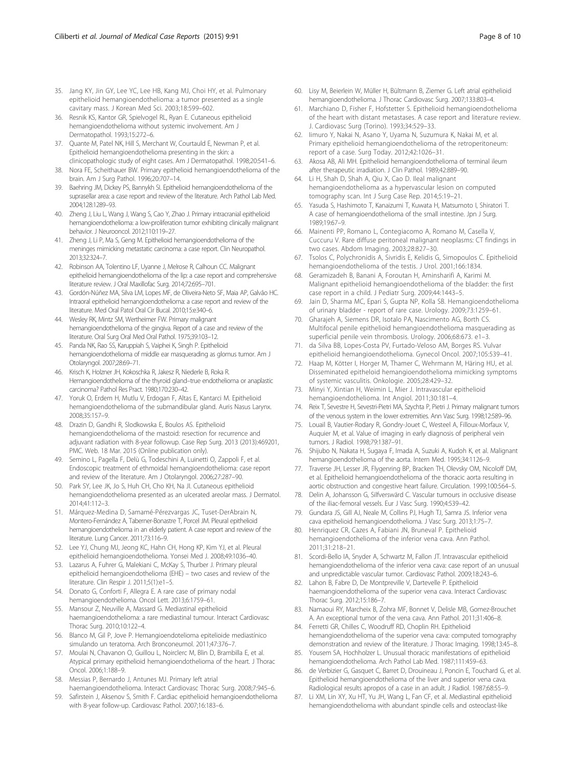35. Jang KY, Jin GY, Lee YC, Lee HB, Kang MJ, Choi HY, et al. Pulmonary epithelioid hemangioendothelioma: a tumor presented as a single cavitary mass. J Korean Med Sci. 2003;18:599–602.
36. Resnik KS, Kantor GR, Spielvogel RL, Ryan E. Cutaneous epithelioid hemangioendothelioma without systemic involvement. Am J Dermatopathol. 1993;15:272–6.
37. Quante M, Patel NK, Hill S, Merchant W, Courtauld E, Newman P, et al. Epithelioid hemangioendothelioma presenting in the skin: a clinicopathologic study of eight cases. Am J Dermatopathol. 1998;20:541–6.
38. Nora FE, Scheithauer BW. Primary epithelioid hemangioendothelioma of the brain. Am J Surg Pathol. 1996;20:707–14.
39. Baehring JM, Dickey PS, Bannykh SI. Epithelioid hemangioendothelioma of the suprasellar area: a case report and review of the literature. Arch Pathol Lab Med. 2004;128:1289–93.
40. Zheng J, Liu L, Wang J, Wang S, Cao Y, Zhao J. Primary intracranial epithelioid hemangioendothelioma: a low-proliferation tumor exhibiting clinically malignant behavior. J Neurooncol. 2012;110:119–27.
41. Zheng J, Li P, Ma S, Geng M. Epithelioid hemangioendothelioma of the meninges mimicking metastatic carcinoma: a case report. Clin Neuropathol. 2013;32:324–7.
42. Robinson AA, Tolentino LF, Uyanne J, Melrose R, Calhoun CC. Malignant epithelioid hemangioendothelioma of the lip: a case report and comprehensive literature review. J Oral Maxillofac Surg. 2014;72:695–701.
43. Gordón-Núñez MA, Silva LM, Lopes MF, de Oliveira-Neto SF, Maia AP, Galvão HC. Intraoral epithelioid hemangioendothelioma: a case report and review of the literature. Med Oral Patol Oral Cir Bucal. 2010;15:e340–6.
44. Wesley RK, Mintz SM, Wertheimer FW. Primary malignant hemangioendothelioma of the gingiva. Report of a case and review of the literature. Oral Surg Oral Med Oral Pathol. 1975;39:103–12.
45. Panda NK, Rao SS, Karuppiah S, Vaiphei K, Singh P. Epithelioid hemangioendothelioma of middle ear masquerading as glomus tumor. Am J Otolaryngol. 2007;28:69–71.
46. Krisch K, Holzner JH, Kokoschka R, Jakesz R, Niederle B, Roka R. Hemangioendothelioma of the thyroid gland–true endothelioma or anaplastic carcinoma? Pathol Res Pract. 1980;170:230–42.
47. Yoruk O, Erdem H, Mutlu V, Erdogan F, Altas E, Kantarci M. Epithelioid hemangioendothelioma of the submandibular gland. Auris Nasus Larynx. 2008;35:157–9.
48. Drazin D, Gandhi R, Slodkowska E, Boulos AS. Epithelioid hemangioendothelioma of the mastoid: resection for recurrence and adjuvant radiation with 8-year followup. Case Rep Surg. 2013 (2013):469201, PMC. Web. 18 Mar. 2015 (Online publication only).
49. Semino L, Pagella F, Delù G, Todeschini A, Luinetti O, Zappoli F, et al. Endoscopic treatment of ethmoidal hemangioendothelioma: case report and review of the literature. Am J Otolaryngol. 2006;27:287–90.
50. Park SY, Lee JK, Jo S, Huh CH, Cho KH, Na JI. Cutaneous epithelioid hemangioendothelioma presented as an ulcerated areolar mass. J Dermatol. 2014;41:112–3.
51. Márquez-Medina D, Samamé-Pérezvargas JC, Tuset-DerAbrain N, Montero-Fernández A, Taberner-Bonastre T, Porcel JM. Pleural epithelioid hemangioendothelioma in an elderly patient. A case report and review of the literature. Lung Cancer. 2011;73:116–9.
52. Lee YJ, Chung MJ, Jeong KC, Hahn CH, Hong KP, Kim YJ, et al. Pleural epithelioid hemangioendothelioma. Yonsei Med J. 2008;49:1036–40.
53. Lazarus A, Fuhrer G, Malekiani C, McKay S, Thurber J. Primary pleural epithelioid hemangioendothelioma (EHE) – two cases and review of the literature. Clin Respir J. 2011;5(1):e1–5.
54. Donato G, Conforti F, Allegra E. A rare case of primary nodal hemangioendothelioma. Oncol Lett. 2013;6:1759–61.
55. Mansour Z, Neuville A, Massard G. Mediastinal epithelioid haemangioendothelioma: a rare mediastinal tumour. Interact Cardiovasc Thorac Surg. 2010;10:122–4.
56. Blanco M, Gil P, Jove P. Hemangioendotelioma epitelioide mediastínico simulando un teratoma. Arch Bronconeumol. 2011;47:376–7.
57. Moulai N, Chavanon O, Guillou L, Noirclerc M, Blin D, Brambilla E, et al. Atypical primary epithelioid hemangioendothelioma of the heart. J Thorac Oncol. 2006;1:188–9.
58. Messias P, Bernardo J, Antunes MJ. Primary left atrial haemangioendothelioma. Interact Cardiovasc Thorac Surg. 2008;7:945–6.
59. Safirstein J, Aksenov S, Smith F. Cardiac epithelioid hemangioendothelioma with 8-year follow-up. Cardiovasc Pathol. 2007;16:183–6.
60. Lisy M, Beierlein W, Müller H, Bültmann B, Ziemer G. Left atrial epithelioid hemangioendothelioma. J Thorac Cardiovasc Surg. 2007;133:803–4.
61. Marchiano D, Fisher F, Hofstetter S. Epithelioid hemangioendothelioma of the heart with distant metastases. A case report and literature review. J. Cardiovasc Surg (Torino). 1993;34:529–33.
62. Iimuro Y, Nakai N, Asano Y, Uyama N, Suzumura K, Nakai M, et al. Primary epithelioid hemangioendothelioma of the retroperitoneum: report of a case. Surg Today. 2012;42:1026–31.
63. Akosa AB, Ali MH. Epithelioid hemangioendothelioma of terminal ileum after therapeutic irradiation. J Clin Pathol. 1989;42:889–90.
64. Li H, Shah D, Shah A, Qiu X, Cao D. Ileal malignant hemangioendothelioma as a hypervascular lesion on computed tomography scan. Int J Surg Case Rep. 2014;5:19–21.
65. Yasuda S, Hashimoto T, Kanaizumi T, Kuwata H, Matsumoto I, Shiratori T. A case of hemangioendothelioma of the small intestine. Jpn J Surg. 1989;19:67–9.
66. Mainenti PP, Romano L, Contegiacomo A, Romano M, Casella V, Cuccuru V. Rare diffuse peritoneal malignant neoplasms: CT findings in two cases. Abdom Imaging. 2003;28:827–30.
67. Tsolos C, Polychronidis A, Sivridis E, Kelidis G, Simopoulos C. Epithelioid hemangioendothelioma of the testis. J Urol. 2001;166:1834.
68. Geramizadeh B, Banani A, Foroutan H, Aminsharifi A, Karimi M. Malignant epithelioid hemangioendothelioma of the bladder: the first case report in a child. J Pediatr Surg. 2009;44:1443–5.
69. Jain D, Sharma MC, Epari S, Gupta NP, Kolla SB. Hemangioendothelioma of urinary bladder - report of rare case. Urology. 2009;73:1259–61.
70. Gharajeh A, Siemens DR, Isotalo PA, Nascimento AG, Borth CS. Multifocal penile epithelioid hemangioendothelioma masquerading as superficial penile vein thrombosis. Urology. 2006;68:673. e1–3.
71. da Silva BB, Lopes-Costa PV, Furtado-Veloso AM, Borges RS. Vulvar epithelioid hemangioendothelioma. Gynecol Oncol. 2007;105:539–41.
72. Haap M, Kötter I, Horger M, Thamer C, Wehrmann M, Häring HU, et al. Disseminated epitheloid hemangioendothelioma mimicking symptoms of systemic vasculitis. Onkologie. 2005;28:429–32.
73. Minyi Y, Xintian H, Weimin L, Mier J. Intravascular epithelioid hemangioendothelioma. Int Angiol. 2011;30:181–4.
74. Reix T, Sevestre H, Sevestri-Pietri MA, Szychta P, Pietri J. Primary malignant tumors of the venous system in the lower extremities. Ann Vasc Surg. 1998;12:589–96.
75. Louail B, Vautier-Rodary R, Gondry-Jouet C, Westeel A, Filloux-Morfaux V, Auquier M, et al. Value of imaging in early diagnosis of peripheral vein tumors. J Radiol. 1998;79:1387–91.
76. Shijubo N, Nakata H, Sugaya F, Imada A, Suzuki A, Kudoh K, et al. Malignant hemangioendothelioma of the aorta. Intern Med. 1995;34:1126–9.
77. Traverse JH, Lesser JR, Flygenring BP, Bracken TH, Olevsky OM, Nicoloff DM, et al. Epithelioid hemangioendothelioma of the thoracic aorta resulting in aortic obstruction and congestive heart failure. Circulation. 1999;100:564–5.
78. Delin A, Johansson G, Silfverswärd C. Vascular tumours in occlusive disease of the iliac-femoral vessels. Eur J Vasc Surg. 1990;4:539–42.
79. Gundara JS, Gill AJ, Neale M, Collins PJ, Hugh TJ, Samra JS. Inferior vena cava epithelioid hemangioendothelioma. J Vasc Surg. 2013;1:75–7.
80. Henriquez CR, Cazes A, Fabiani JN, Bruneval P. Epithelioid hemangioendothelioma of the inferior vena cava. Ann Pathol. 2011;31:218–21.
81. Scordi-Bello IA, Snyder A, Schwartz M, Fallon JT. Intravascular epithelioid hemangioendothelioma of the inferior vena cava: case report of an unusual and unpredictable vascular tumor. Cardiovasc Pathol. 2009;18:243–6.
82. Lahon B, Fabre D, De Montpreville V, Dartevelle P. Epithelioid haemangioendothelioma of the superior vena cava. Interact Cardiovasc Thorac Surg. 2012;15:186–7.
83. Namaoui RY, Marcheix B, Zohra MF, Bonnet V, Delisle MB, Gomez-Brouchet A. An exceptional tumor of the vena cava. Ann Pathol. 2011;31:406–8.
84. Ferretti GR, Chilles C, Woodruff RD, Choplin RH. Epithelioid hemangioendothelioma of the superior vena cava: computed tomography demonstration and review of the literature. J Thorac Imaging. 1998;13:45–8.
85. Yousem SA, Hochholzer L. Unusual thoracic manifestations of epithelioid hemangioendothelioma. Arch Pathol Lab Med. 1987;111:459–63.
86. de Verbizier G, Gasquet C, Barret D, Drouineau J, Poncin E, Touchard G, et al. Epithelioid hemangioendothelioma of the liver and superior vena cava. Radiological results apropos of a case in an adult. J Radiol. 1987;68:55–9.
87. Li XM, Lin XY, Xu HT, Yu JH, Wang L, Fan CF, et al. Mediastinal epithelioid hemangioendothelioma with abundant spindle cells and osteoclast-like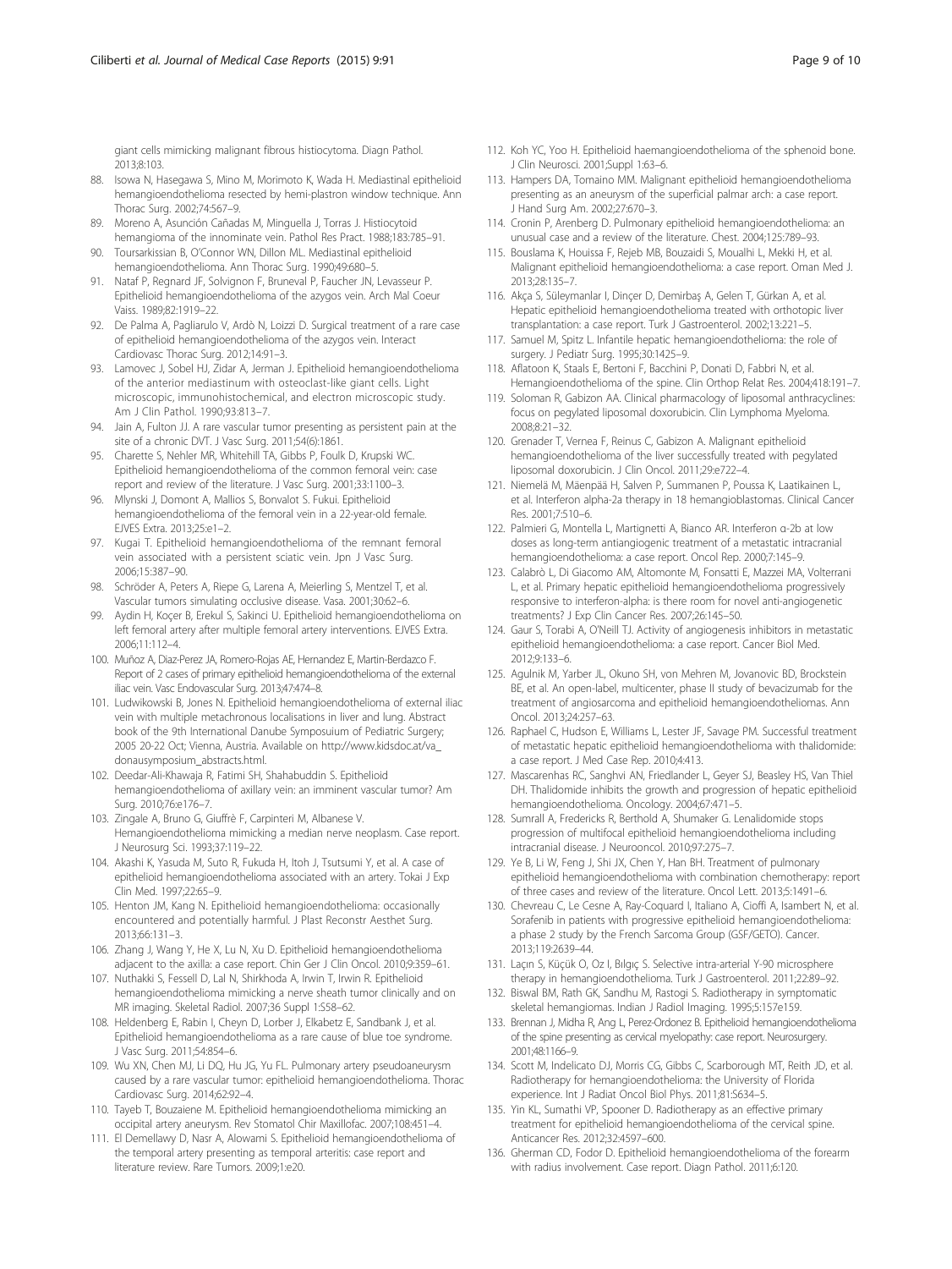giant cells mimicking malignant fibrous histiocytoma. Diagn Pathol. 2013;8:103.

88. Isowa N, Hasegawa S, Mino M, Morimoto K, Wada H. Mediastinal epithelioid hemangioendothelioma resected by hemi-plastron window technique. Ann Thorac Surg. 2002;74:567–9.
89. Moreno A, Asunción Cañadas M, Minguella J, Torras J. Histiocytoid hemangioma of the innominate vein. Pathol Res Pract. 1988;183:785–91.
90. Toursarkissian B, O'Connor WN, Dillon ML. Mediastinal epithelioid hemangioendothelioma. Ann Thorac Surg. 1990;49:680–5.
91. Nataf P, Regnard JF, Solvignon F, Bruneval P, Faucher JN, Levasseur P. Epithelioid hemangioendothelioma of the azygos vein. Arch Mal Coeur Vaiss. 1989;82:1919–22.
92. De Palma A, Pagliarulo V, Ardò N, Loizzi D. Surgical treatment of a rare case of epithelioid hemangioendothelioma of the azygos vein. Interact Cardiovasc Thorac Surg. 2012;14:91–3.
93. Lamovec J, Sobel HJ, Zidar A, Jerman J. Epithelioid hemangioendothelioma of the anterior mediastinum with osteoclast-like giant cells. Light microscopic, immunohistochemical, and electron microscopic study. Am J Clin Pathol. 1990;93:813–7.
94. Jain A, Fulton JJ. A rare vascular tumor presenting as persistent pain at the site of a chronic DVT. J Vasc Surg. 2011;54(6):1861.
95. Charette S, Nehler MR, Whitehill TA, Gibbs P, Foulk D, Krupski WC. Epithelioid hemangioendothelioma of the common femoral vein: case report and review of the literature. J Vasc Surg. 2001;33:1100–3.
96. Mlynski J, Domont A, Mallios S, Bonvalot S. Fukui. Epithelioid hemangioendothelioma of the femoral vein in a 22-year-old female. EJVES Extra. 2013;25:e1–2.
97. Kugai T. Epithelioid hemangioendothelioma of the remnant femoral vein associated with a persistent sciatic vein. Jpn J Vasc Surg. 2006;15:387–90.
98. Schröder A, Peters A, Riepe G, Larena A, Meierling S, Mentzel T, et al. Vascular tumors simulating occlusive disease. Vasa. 2001;30:62–6.
99. Aydin H, Koçer B, Erekul S, Sakinci U. Epithelioid hemangioendothelioma on left femoral artery after multiple femoral artery interventions. EJVES Extra. 2006;11:112–4.
100. Muñoz A, Diaz-Perez JA, Romero-Rojas AE, Hernandez E, Martin-Berdazco F. Report of 2 cases of primary epithelioid hemangioendothelioma of the external iliac vein. Vasc Endovascular Surg. 2013;47:474–8.
101. Ludwikowski B, Jones N. Epithelioid hemangioendothelioma of external iliac vein with multiple metachronous localisations in liver and lung. Abstract book of the 9th International Danube Symposuium of Pediatric Surgery; 2005 20-22 Oct; Vienna, Austria. Available on http://www.kidsdoc.at/va_donausymposium_abstracts.html.
102. Deedar-Ali-Khawaja R, Fatimi SH, Shahabuddin S. Epithelioid hemangioendothelioma of axillary vein: an imminent vascular tumor? Am Surg. 2010;76:e176–7.
103. Zingale A, Bruno G, Giuffrè F, Carpinteri M, Albanese V. Hemangioendothelioma mimicking a median nerve neoplasm. Case report. J Neurosurg Sci. 1993;37:119–22.
104. Akashi K, Yasuda M, Suto R, Fukuda H, Itoh J, Tsutsumi Y, et al. A case of epithelioid hemangioendothelioma associated with an artery. Tokai J Exp Clin Med. 1997;22:65–9.
105. Henton JM, Kang N. Epithelioid hemangioendothelioma: occasionally encountered and potentially harmful. J Plast Reconstr Aesthet Surg. 2013;66:131–3.
106. Zhang J, Wang Y, He X, Lu N, Xu D. Epithelioid hemangioendothelioma adjacent to the axilla: a case report. Chin Ger J Clin Oncol. 2010;9:359–61.
107. Nuthakki S, Fessell D, Lal N, Shirkhoda A, Irwin T, Irwin R. Epithelioid hemangioendothelioma mimicking a nerve sheath tumor clinically and on MR imaging. Skeletal Radiol. 2007;36 Suppl 1:S58–62.
108. Heldenberg E, Rabin I, Cheyn D, Lorber J, Elkabetz E, Sandbank J, et al. Epithelioid hemangioendothelioma as a rare cause of blue toe syndrome. J Vasc Surg. 2011;54:854–6.
109. Wu XN, Chen MJ, Li DQ, Hu JG, Yu FL. Pulmonary artery pseudoaneurysm caused by a rare vascular tumor: epithelioid hemangioendothelioma. Thorac Cardiovasc Surg. 2014;62:92–4.
110. Tayeb T, Bouzaiene M. Epithelioid hemangioendothelioma mimicking an occipital artery aneurysm. Rev Stomatol Chir Maxillofac. 2007;108:451–4.
111. El Demellawy D, Nasr A, Alowami S. Epithelioid hemangioendothelioma of the temporal artery presenting as temporal arteritis: case report and literature review. Rare Tumors. 2009;1:e20.
112. Koh YC, Yoo H. Epithelioid haemangioendothelioma of the sphenoid bone. J Clin Neurosci. 2001;Suppl 1:63–6.
113. Hampers DA, Tomaino MM. Malignant epithelioid hemangioendothelioma presenting as an aneurysm of the superficial palmar arch: a case report. J Hand Surg Am. 2002;27:670–3.
114. Cronin P, Arenberg D. Pulmonary epithelioid hemangioendothelioma: an unusual case and a review of the literature. Chest. 2004;125:789–93.
115. Bouslama K, Houissa F, Rejeb MB, Bouzaidi S, Moualhi L, Mekki H, et al. Malignant epithelioid hemangioendothelioma: a case report. Oman Med J. 2013;28:135–7.
116. Akça S, Süleymanlar I, Dinçer D, Demirbaş A, Gelen T, Gürkan A, et al. Hepatic epithelioid hemangioendothelioma treated with orthotopic liver transplantation: a case report. Turk J Gastroenterol. 2002;13:221–5.
117. Samuel M, Spitz L. Infantile hepatic hemangioendothelioma: the role of surgery. J Pediatr Surg. 1995;30:1425–9.
118. Aflatoon K, Staals E, Bertoni F, Bacchini P, Donati D, Fabbri N, et al. Hemangioendothelioma of the spine. Clin Orthop Relat Res. 2004;418:191–7.
119. Soloman R, Gabizon AA. Clinical pharmacology of liposomal anthracyclines: focus on pegylated liposomal doxorubicin. Clin Lymphoma Myeloma. 2008;8:21–32.
120. Grenader T, Vernea F, Reinus C, Gabizon A. Malignant epithelioid hemangioendothelioma of the liver successfully treated with pegylated liposomal doxorubicin. J Clin Oncol. 2011;29:e722–4.
121. Niemelä M, Mäenpää H, Salven P, Summanen P, Poussa K, Laatikainen L, et al. Interferon alpha-2a therapy in 18 hemangioblastomas. Clinical Cancer Res. 2001;7:510–6.
122. Palmieri G, Montella L, Martignetti A, Bianco AR. Interferon α-2b at low doses as long-term antiangiogenic treatment of a metastatic intracranial hemangioendothelioma: a case report. Oncol Rep. 2000;7:145–9.
123. Calabrò L, Di Giacomo AM, Altomonte M, Fonsatti E, Mazzei MA, Volterrani L, et al. Primary hepatic epithelioid hemangioendothelioma progressively responsive to interferon-alpha: is there room for novel anti-angiogenetic treatments? J Exp Clin Cancer Res. 2007;26:145–50.
124. Gaur S, Torabi A, O'Neill TJ. Activity of angiogenesis inhibitors in metastatic epithelioid hemangioendothelioma: a case report. Cancer Biol Med. 2012;9:133–6.
125. Agulnik M, Yarber JL, Okuno SH, von Mehren M, Jovanovic BD, Brockstein BE, et al. An open-label, multicenter, phase II study of bevacizumab for the treatment of angiosarcoma and epithelioid hemangioendotheliomas. Ann Oncol. 2013;24:257–63.
126. Raphael C, Hudson E, Williams L, Lester JF, Savage PM. Successful treatment of metastatic hepatic epithelioid hemangioendothelioma with thalidomide: a case report. J Med Case Rep. 2010;4:413.
127. Mascarenhas RC, Sanghvi AN, Friedlander L, Geyer SJ, Beasley HS, Van Thiel DH. Thalidomide inhibits the growth and progression of hepatic epithelioid hemangioendothelioma. Oncology. 2004;67:471–5.
128. Sumrall A, Fredericks R, Berthold A, Shumaker G. Lenalidomide stops progression of multifocal epithelioid hemangioendothelioma including intracranial disease. J Neurooncol. 2010;97:275–7.
129. Ye B, Li W, Feng J, Shi JX, Chen Y, Han BH. Treatment of pulmonary epithelioid hemangioendothelioma with combination chemotherapy: report of three cases and review of the literature. Oncol Lett. 2013;5:1491–6.
130. Chevreau C, Le Cesne A, Ray-Coquard I, Italiano A, Cioffi A, Isambert N, et al. Sorafenib in patients with progressive epithelioid hemangioendothelioma: a phase 2 study by the French Sarcoma Group (GSF/GETO). Cancer. 2013;119:2639–44.
131. Laçın S, Küçük O, Oz I, Bılgıç S. Selective intra-arterial Y-90 microsphere therapy in hemangioendothelioma. Turk J Gastroenterol. 2011;22:89–92.
132. Biswal BM, Rath GK, Sandhu M, Rastogi S. Radiotherapy in symptomatic skeletal hemangiomas. Indian J Radiol Imaging. 1995;5:157e159.
133. Brennan J, Midha R, Ang L, Perez-Ordonez B. Epithelioid hemangioendothelioma of the spine presenting as cervical myelopathy: case report. Neurosurgery. 2001;48:1166–9.
134. Scott M, Indelicato DJ, Morris CG, Gibbs C, Scarborough MT, Reith JD, et al. Radiotherapy for hemangioendothelioma: the University of Florida experience. Int J Radiat Oncol Biol Phys. 2011;81:S634–5.
135. Yin KL, Sumathi VP, Spooner D. Radiotherapy as an effective primary treatment for epithelioid hemangioendothelioma of the cervical spine. Anticancer Res. 2012;32:4597–600.
136. Gherman CD, Fodor D. Epithelioid hemangioendothelioma of the forearm with radius involvement. Case report. Diagn Pathol. 2011;6:120.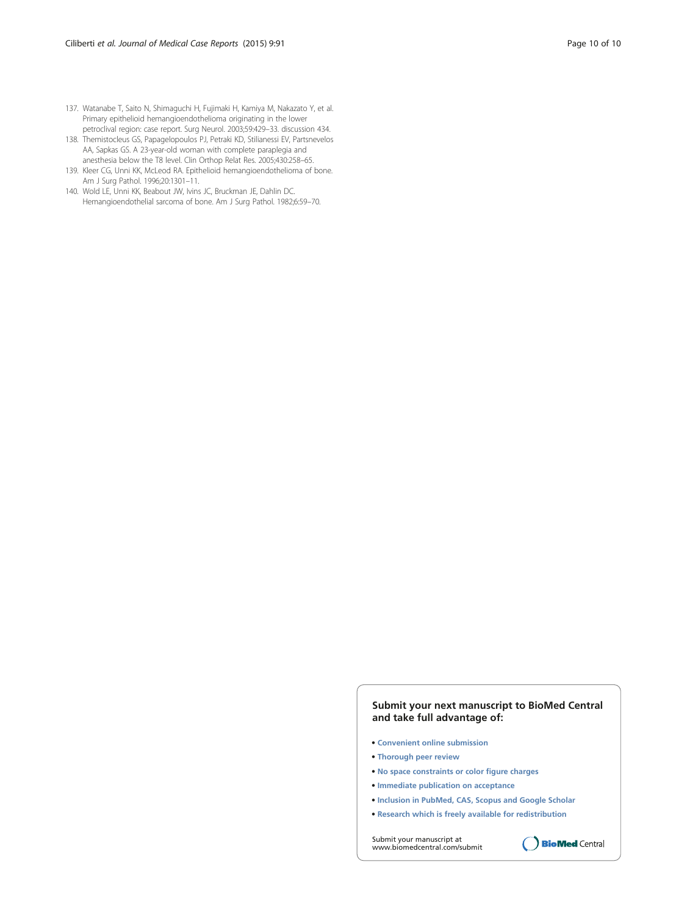137. Watanabe T, Saito N, Shimaguchi H, Fujimaki H, Kamiya M, Nakazato Y, et al. Primary epithelioid hemangioendothelioma originating in the lower petroclival region: case report. Surg Neurol. 2003;59:429–33. discussion 434.
138. Themistocleus GS, Papagelopoulos PJ, Petraki KD, Stilianessi EV, Partsnevelos AA, Sapkas GS. A 23-year-old woman with complete paraplegia and anesthesia below the T8 level. Clin Orthop Relat Res. 2005;430:258–65.
139. Kleer CG, Unni KK, McLeod RA. Epithelioid hemangioendothelioma of bone. Am J Surg Pathol. 1996;20:1301–11.
140. Wold LE, Unni KK, Beabout JW, Ivins JC, Bruckman JE, Dahlin DC. Hemangioendothelial sarcoma of bone. Am J Surg Pathol. 1982;6:59–70.

**Submit your next manuscript to BioMed Central and take full advantage of:**

- **Convenient online submission**
- **Thorough peer review**
- **No space constraints or color figure charges**
- **Immediate publication on acceptance**
- **Inclusion in PubMed, CAS, Scopus and Google Scholar**
- **Research which is freely available for redistribution**

Submit your manuscript at
www.biomedcentral.com/submit

BioMed Central